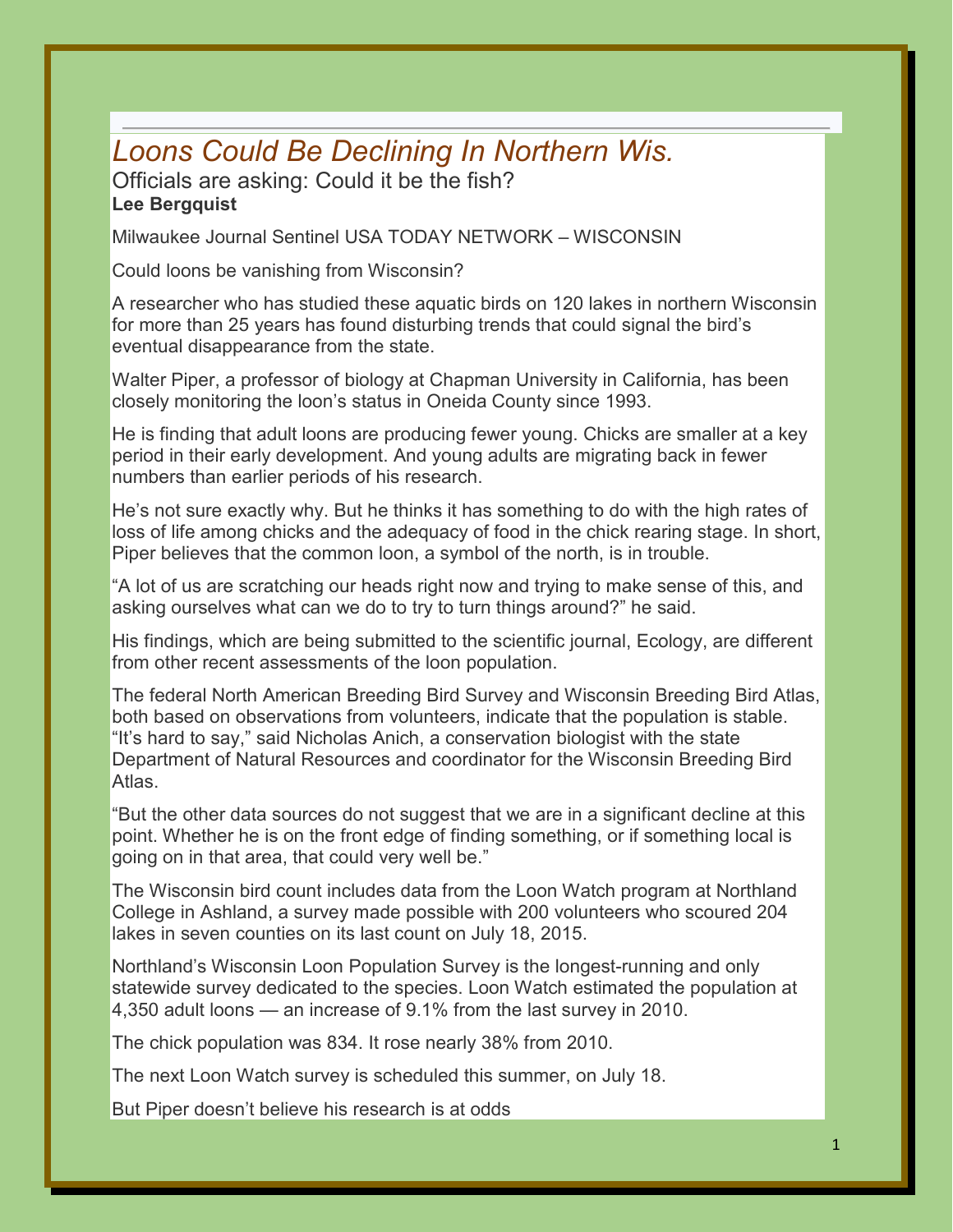# *Loons Could Be Declining In Northern Wis.*

## Officials are asking: Could it be the fish?

**Lee Bergquist**

Milwaukee Journal Sentinel USA TODAY NETWORK – WISCONSIN

Could loons be vanishing from Wisconsin?

A researcher who has studied these aquatic birds on 120 lakes in northern Wisconsin for more than 25 years has found disturbing trends that could signal the bird's eventual disappearance from the state.

Walter Piper, a professor of biology at Chapman University in California, has been closely monitoring the loon's status in Oneida County since 1993.

He is finding that adult loons are producing fewer young. Chicks are smaller at a key period in their early development. And young adults are migrating back in fewer numbers than earlier periods of his research.

He's not sure exactly why. But he thinks it has something to do with the high rates of loss of life among chicks and the adequacy of food in the chick rearing stage. In short, Piper believes that the common loon, a symbol of the north, is in trouble.

"A lot of us are scratching our heads right now and trying to make sense of this, and asking ourselves what can we do to try to turn things around?" he said.

His findings, which are being submitted to the scientific journal, Ecology, are different from other recent assessments of the loon population.

The federal North American Breeding Bird Survey and Wisconsin Breeding Bird Atlas, both based on observations from volunteers, indicate that the population is stable. "It's hard to say," said Nicholas Anich, a conservation biologist with the state Department of Natural Resources and coordinator for the Wisconsin Breeding Bird Atlas.

"But the other data sources do not suggest that we are in a significant decline at this point. Whether he is on the front edge of finding something, or if something local is going on in that area, that could very well be."

The Wisconsin bird count includes data from the Loon Watch program at Northland College in Ashland, a survey made possible with 200 volunteers who scoured 204 lakes in seven counties on its last count on July 18, 2015.

Northland's Wisconsin Loon Population Survey is the longest-running and only statewide survey dedicated to the species. Loon Watch estimated the population at 4,350 adult loons — an increase of 9.1% from the last survey in 2010.

The chick population was 834. It rose nearly 38% from 2010.

The next Loon Watch survey is scheduled this summer, on July 18.

But Piper doesn't believe his research is at odds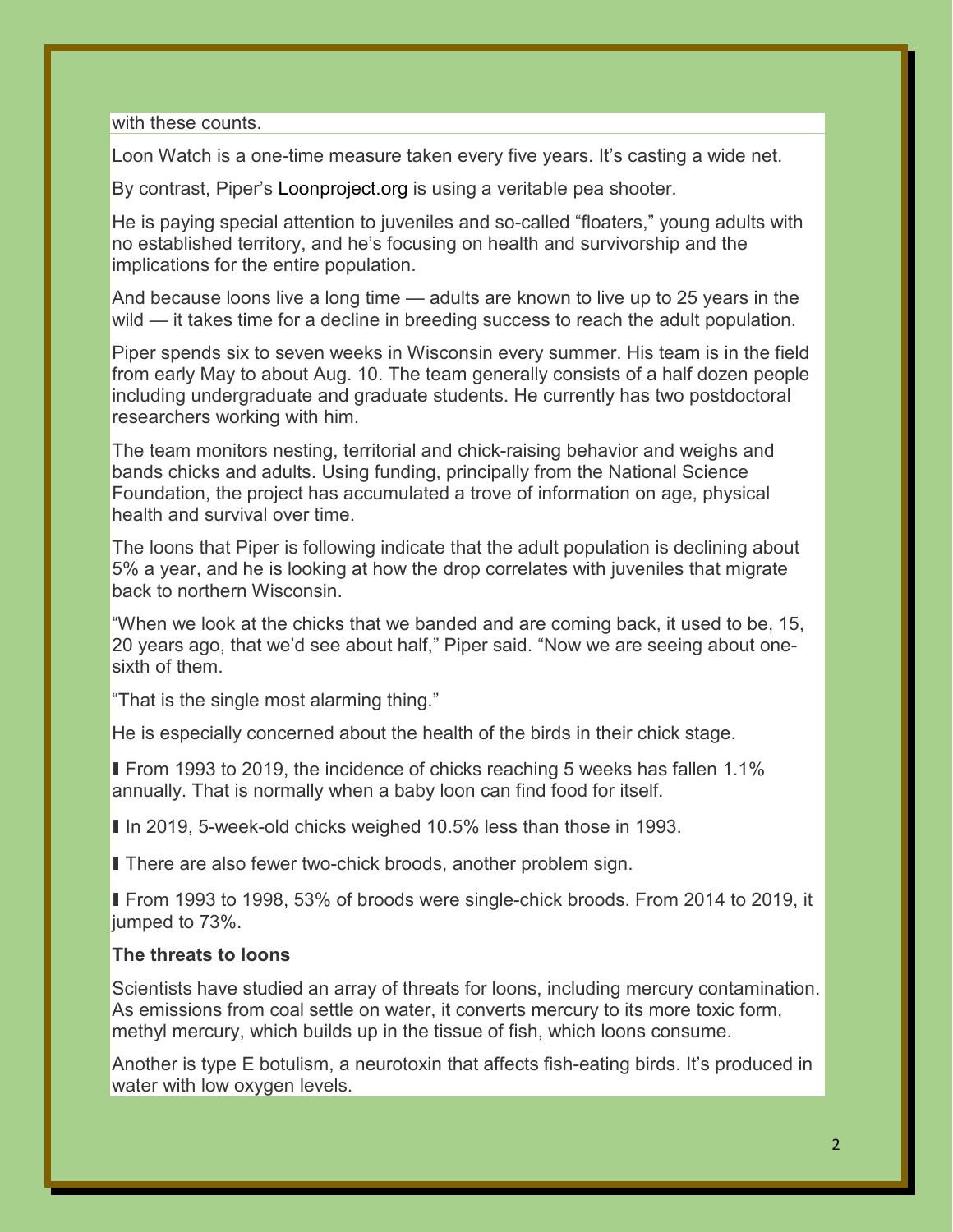with these counts.

Loon Watch is a one-time measure taken every five years. It's casting a wide net.

By contrast, Piper's Loonproject.org is using a veritable pea shooter.

He is paying special attention to juveniles and so-called "floaters," young adults with no established territory, and he's focusing on health and survivorship and the implications for the entire population.

And because loons live a long time — adults are known to live up to 25 years in the wild — it takes time for a decline in breeding success to reach the adult population.

Piper spends six to seven weeks in Wisconsin every summer. His team is in the field from early May to about Aug. 10. The team generally consists of a half dozen people including undergraduate and graduate students. He currently has two postdoctoral researchers working with him.

The team monitors nesting, territorial and chick-raising behavior and weighs and bands chicks and adults. Using funding, principally from the National Science Foundation, the project has accumulated a trove of information on age, physical health and survival over time.

The loons that Piper is following indicate that the adult population is declining about 5% a year, and he is looking at how the drop correlates with juveniles that migrate back to northern Wisconsin.

"When we look at the chicks that we banded and are coming back, it used to be, 15, 20 years ago, that we'd see about half," Piper said. "Now we are seeing about one-sixth of them.

"That is the single most alarming thing."

He is especially concerned about the health of the birds in their chick stage.

- From 1993 to 2019, the incidence of chicks reaching 5 weeks has fallen 1.1% annually. That is normally when a baby loon can find food for itself.

- In 2019, 5-week-old chicks weighed 10.5% less than those in 1993.

- There are also fewer two-chick broods, another problem sign.

- From 1993 to 1998, 53% of broods were single-chick broods. From 2014 to 2019, it jumped to 73%.

**The threats to loons**

Scientists have studied an array of threats for loons, including mercury contamination. As emissions from coal settle on water, it converts mercury to its more toxic form, methyl mercury, which builds up in the tissue of fish, which loons consume.

Another is type E botulism, a neurotoxin that affects fish-eating birds. It's produced in water with low oxygen levels.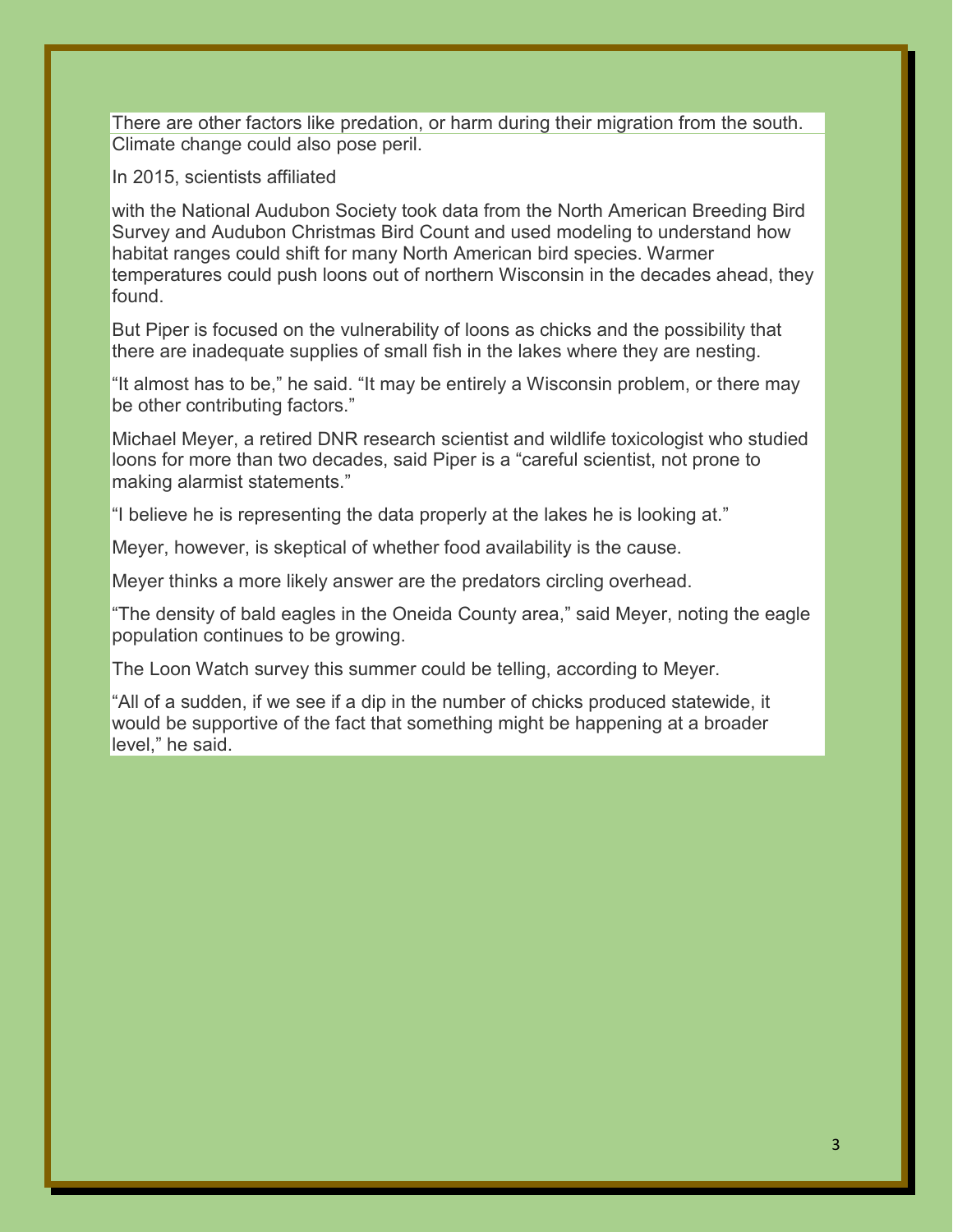There are other factors like predation, or harm during their migration from the south. Climate change could also pose peril.

In 2015, scientists affiliated

with the National Audubon Society took data from the North American Breeding Bird Survey and Audubon Christmas Bird Count and used modeling to understand how habitat ranges could shift for many North American bird species. Warmer temperatures could push loons out of northern Wisconsin in the decades ahead, they found.

But Piper is focused on the vulnerability of loons as chicks and the possibility that there are inadequate supplies of small fish in the lakes where they are nesting.

“It almost has to be,” he said. “It may be entirely a Wisconsin problem, or there may be other contributing factors.”

Michael Meyer, a retired DNR research scientist and wildlife toxicologist who studied loons for more than two decades, said Piper is a “careful scientist, not prone to making alarmist statements.”

“I believe he is representing the data properly at the lakes he is looking at.”

Meyer, however, is skeptical of whether food availability is the cause.

Meyer thinks a more likely answer are the predators circling overhead.

“The density of bald eagles in the Oneida County area,” said Meyer, noting the eagle population continues to be growing.

The Loon Watch survey this summer could be telling, according to Meyer.

“All of a sudden, if we see if a dip in the number of chicks produced statewide, it would be supportive of the fact that something might be happening at a broader level,” he said.